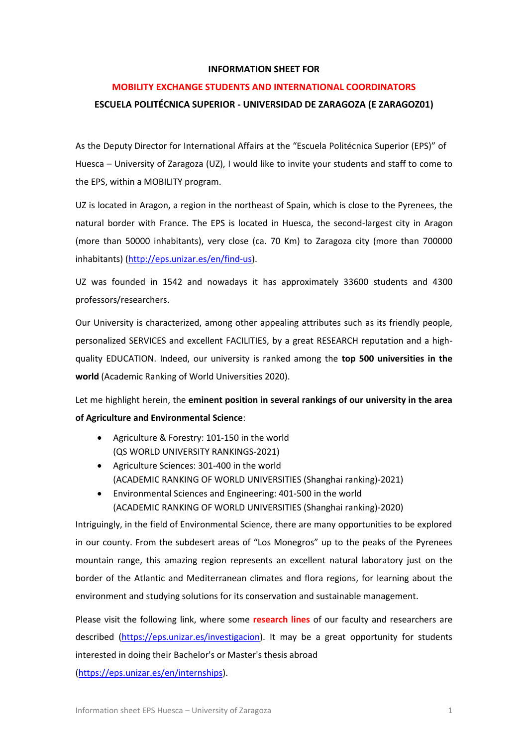**INFORMATION SHEET FOR**

**MOBILITY EXCHANGE STUDENTS AND INTERNATIONAL COORDINATORS**

**ESCUELA POLITÉCNICA SUPERIOR - UNIVERSIDAD DE ZARAGOZA (E ZARAGOZ01)**

As the Deputy Director for International Affairs at the “Escuela Politécnica Superior (EPS)” of Huesca – University of Zaragoza (UZ), I would like to invite your students and staff to come to the EPS, within a MOBILITY program.

UZ is located in Aragon, a region in the northeast of Spain, which is close to the Pyrenees, the natural border with France. The EPS is located in Huesca, the second-largest city in Aragon (more than 50000 inhabitants), very close (ca. 70 Km) to Zaragoza city (more than 700000 inhabitants) (http://eps.unizar.es/en/find-us).

UZ was founded in 1542 and nowadays it has approximately 33600 students and 4300 professors/researchers.

Our University is characterized, among other appealing attributes such as its friendly people, personalized SERVICES and excellent FACILITIES, by a great RESEARCH reputation and a high-quality EDUCATION. Indeed, our university is ranked among the **top 500 universities in the world** (Academic Ranking of World Universities 2020).

Let me highlight herein, the **eminent position in several rankings of our university in the area of Agriculture and Environmental Science**:

- Agriculture & Forestry: 101-150 in the world
  (QS WORLD UNIVERSITY RANKINGS-2021)
- Agriculture Sciences: 301-400 in the world
  (ACADEMIC RANKING OF WORLD UNIVERSITIES (Shanghai ranking)-2021)
- Environmental Sciences and Engineering: 401-500 in the world
  (ACADEMIC RANKING OF WORLD UNIVERSITIES (Shanghai ranking)-2020)

Intriguingly, in the field of Environmental Science, there are many opportunities to be explored in our county. From the subdesert areas of “Los Monegros” up to the peaks of the Pyrenees mountain range, this amazing region represents an excellent natural laboratory just on the border of the Atlantic and Mediterranean climates and flora regions, for learning about the environment and studying solutions for its conservation and sustainable management.

Please visit the following link, where some **research lines** of our faculty and researchers are described (https://eps.unizar.es/investigacion). It may be a great opportunity for students interested in doing their Bachelor's or Master's thesis abroad (https://eps.unizar.es/en/internships).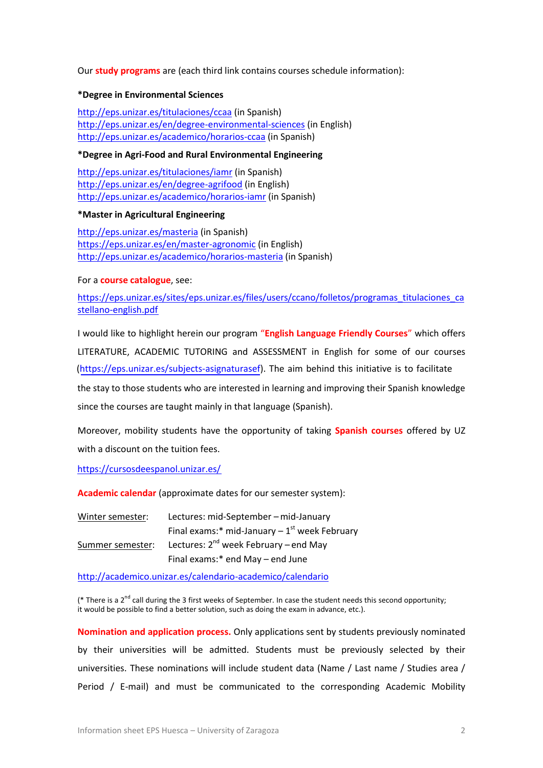Our **study programs** are (each third link contains courses schedule information):

**\*Degree in Environmental Sciences**

http://eps.unizar.es/titulaciones/ccaa (in Spanish)
http://eps.unizar.es/en/degree-environmental-sciences (in English)
http://eps.unizar.es/academico/horarios-ccaa (in Spanish)

**\*Degree in Agri-Food and Rural Environmental Engineering**

http://eps.unizar.es/titulaciones/iamr (in Spanish)
http://eps.unizar.es/en/degree-agrifood (in English)
http://eps.unizar.es/academico/horarios-iamr (in Spanish)

**\*Master in Agricultural Engineering**

http://eps.unizar.es/masteria (in Spanish)
https://eps.unizar.es/en/master-agronomic (in English)
http://eps.unizar.es/academico/horarios-masteria (in Spanish)

For a **course catalogue**, see:

https://eps.unizar.es/sites/eps.unizar.es/files/users/ccano/folletos/programas_titulaciones_castellano-english.pdf

I would like to highlight herein our program **"English Language Friendly Courses"** which offers LITERATURE, ACADEMIC TUTORING and ASSESSMENT in English for some of our courses (https://eps.unizar.es/subjects-asignaturasef). The aim behind this initiative is to facilitate the stay to those students who are interested in learning and improving their Spanish knowledge since the courses are taught mainly in that language (Spanish).

Moreover, mobility students have the opportunity of taking **Spanish courses** offered by UZ with a discount on the tuition fees.

https://cursosdeespanol.unizar.es/

**Academic calendar** (approximate dates for our semester system):

| | |
|---|---|
| Winter semester: | Lectures: mid-September – mid-January |
| | Final exams:* mid-January – 1st week February |
| Summer semester: | Lectures: 2nd week February – end May |
| | Final exams:* end May – end June |

http://academico.unizar.es/calendario-academico/calendario

(* There is a 2nd call during the 3 first weeks of September. In case the student needs this second opportunity; it would be possible to find a better solution, such as doing the exam in advance, etc.).

**Nomination and application process.** Only applications sent by students previously nominated by their universities will be admitted. Students must be previously selected by their universities. These nominations will include student data (Name / Last name / Studies area / Period / E-mail) and must be communicated to the corresponding Academic Mobility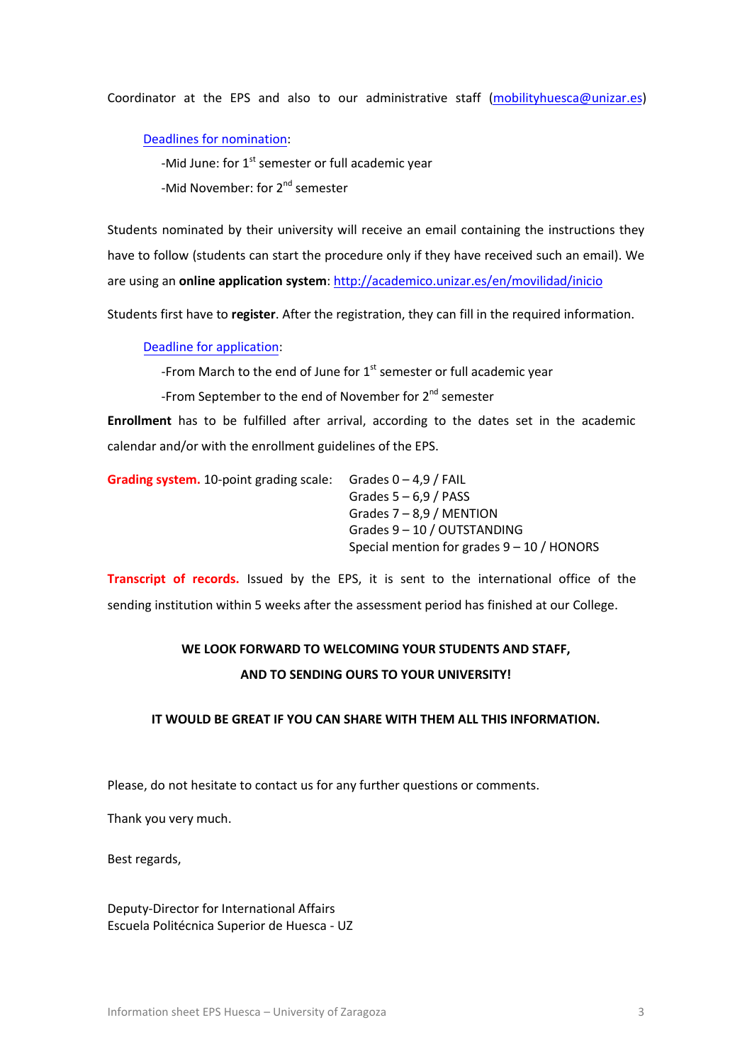Coordinator at the EPS and also to our administrative staff ([mobilityhuesca@unizar.es](mailto:mobilityhuesca@unizar.es))

Deadlines for nomination:

-Mid June: for 1st semester or full academic year

-Mid November: for 2nd semester

Students nominated by their university will receive an email containing the instructions they have to follow (students can start the procedure only if they have received such an email). We are using an **online application system**: [http://academico.unizar.es/en/movilidad/inicio](http://academico.unizar.es/en/movilidad/inicio)

Students first have to **register**. After the registration, they can fill in the required information.

Deadline for application:

-From March to the end of June for 1st semester or full academic year

-From September to the end of November for 2nd semester

**Enrollment** has to be fulfilled after arrival, according to the dates set in the academic calendar and/or with the enrollment guidelines of the EPS.

**Grading system.** 10-point grading scale:

- Grades 0 – 4,9 / FAIL
- Grades 5 – 6,9 / PASS
- Grades 7 – 8,9 / MENTION
- Grades 9 – 10 / OUTSTANDING
- Special mention for grades 9 – 10 / HONORS

**Transcript of records.** Issued by the EPS, it is sent to the international office of the sending institution within 5 weeks after the assessment period has finished at our College.

**WE LOOK FORWARD TO WELCOMING YOUR STUDENTS AND STAFF,**

**AND TO SENDING OURS TO YOUR UNIVERSITY!**

**IT WOULD BE GREAT IF YOU CAN SHARE WITH THEM ALL THIS INFORMATION.**

Please, do not hesitate to contact us for any further questions or comments.

Thank you very much.

Best regards,

Deputy-Director for International Affairs
Escuela Politécnica Superior de Huesca - UZ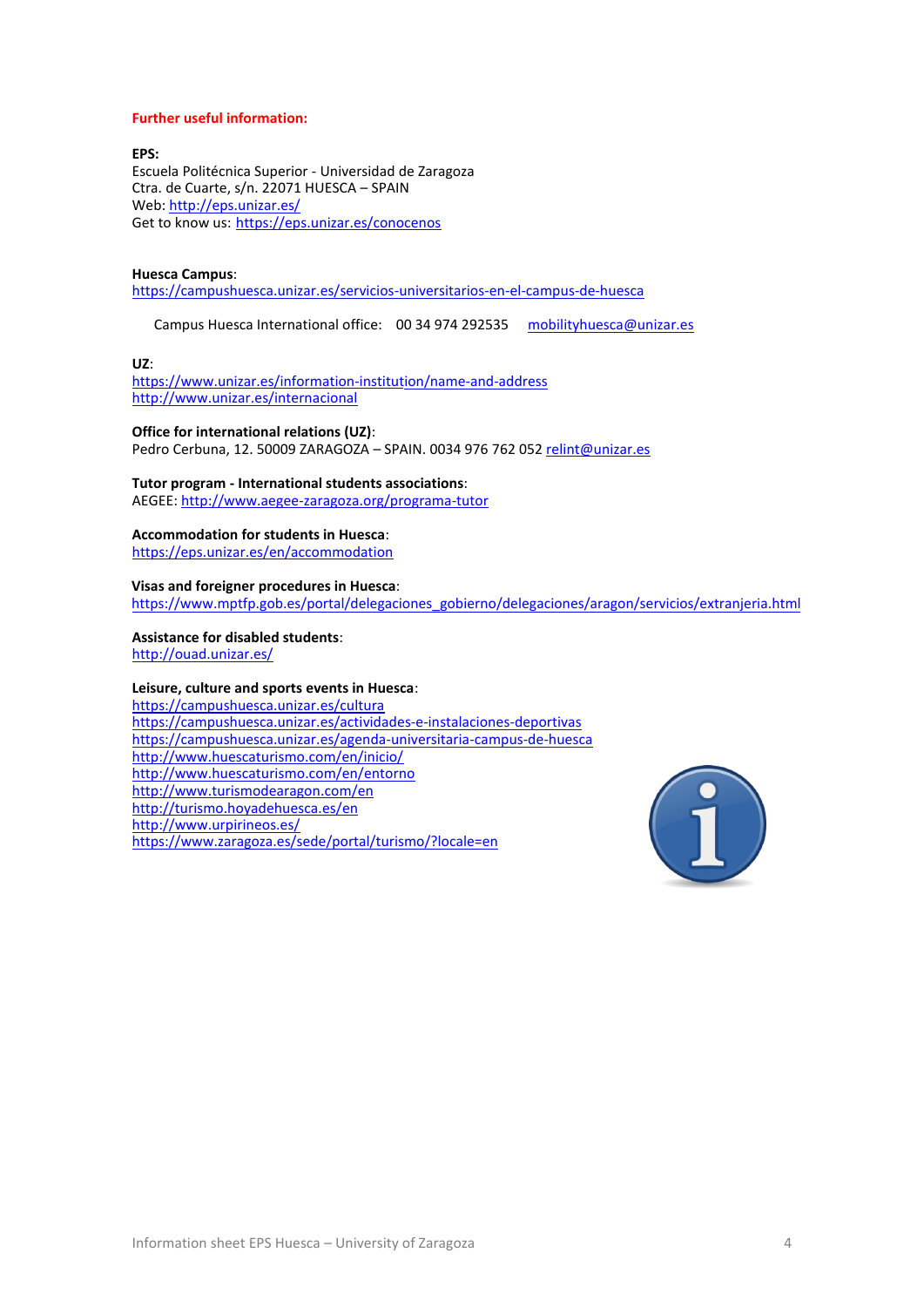**Further useful information:**

**EPS:**
Escuela Politécnica Superior - Universidad de Zaragoza
Ctra. de Cuarte, s/n. 22071 HUESCA – SPAIN
Web: http://eps.unizar.es/
Get to know us: https://eps.unizar.es/conocenos

**Huesca Campus**:
https://campushuesca.unizar.es/servicios-universitarios-en-el-campus-de-huesca

Campus Huesca International office: 00 34 974 292535 mobilityhuesca@unizar.es

**UZ**:
https://www.unizar.es/information-institution/name-and-address
http://www.unizar.es/internacional

**Office for international relations (UZ)**:
Pedro Cerbuna, 12. 50009 ZARAGOZA – SPAIN. 0034 976 762 052 relint@unizar.es

**Tutor program - International students associations**:
AEGEE: http://www.aegee-zaragoza.org/programa-tutor

**Accommodation for students in Huesca**:
https://eps.unizar.es/en/accommodation

**Visas and foreigner procedures in Huesca**:
https://www.mptfp.gob.es/portal/delegaciones_gobierno/delegaciones/aragon/servicios/extranjeria.html

**Assistance for disabled students**:
http://ouad.unizar.es/

**Leisure, culture and sports events in Huesca**:
https://campushuesca.unizar.es/cultura
https://campushuesca.unizar.es/actividades-e-instalaciones-deportivas
https://campushuesca.unizar.es/agenda-universitaria-campus-de-huesca
http://www.huescaturismo.com/en/inicio/
http://www.huescaturismo.com/en/entorno
http://www.turismodearagon.com/en
http://turismo.hoyadehuesca.es/en
http://www.urpirineos.es/
https://www.zaragoza.es/sede/portal/turismo/?locale=en